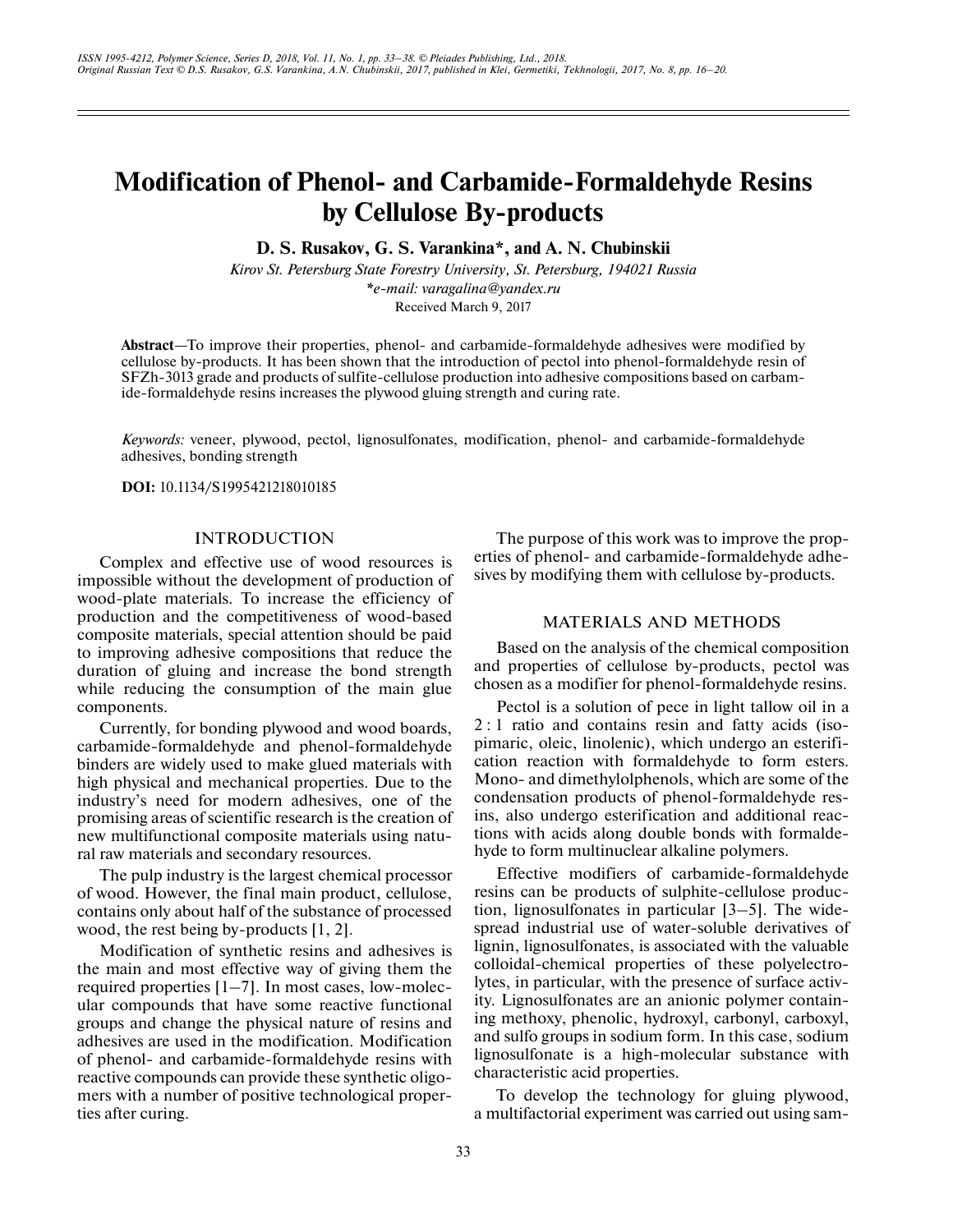# Modification of Phenol- and Carbamide-Formaldehyde Resins by Cellulose By-products

**D. S. Rusakov, G. S. Varankina*, and A. N. Chubinskii**

*Kirov St. Petersburg State Forestry University, St. Petersburg, 194021 Russia*

*\*e-mail: varagalina@yandex.ru*

Received March 9, 2017

**Abstract**—To improve their properties, phenol- and carbamide-formaldehyde adhesives were modified by cellulose by-products. It has been shown that the introduction of pectol into phenol-formaldehyde resin of SFZh-3013 grade and products of sulfite-cellulose production into adhesive compositions based on carbamide-formaldehyde resins increases the plywood gluing strength and curing rate.

*Keywords:* veneer, plywood, pectol, lignosulfonates, modification, phenol- and carbamide-formaldehyde adhesives, bonding strength

**DOI:** 10.1134/S1995421218010185

## INTRODUCTION

Complex and effective use of wood resources is impossible without the development of production of wood-plate materials. To increase the efficiency of production and the competitiveness of wood-based composite materials, special attention should be paid to improving adhesive compositions that reduce the duration of gluing and increase the bond strength while reducing the consumption of the main glue components.

Currently, for bonding plywood and wood boards, carbamide-formaldehyde and phenol-formaldehyde binders are widely used to make glued materials with high physical and mechanical properties. Due to the industry's need for modern adhesives, one of the promising areas of scientific research is the creation of new multifunctional composite materials using natural raw materials and secondary resources.

The pulp industry is the largest chemical processor of wood. However, the final main product, cellulose, contains only about half of the substance of processed wood, the rest being by-products [1, 2].

Modification of synthetic resins and adhesives is the main and most effective way of giving them the required properties [1–7]. In most cases, low-molecular compounds that have some reactive functional groups and change the physical nature of resins and adhesives are used in the modification. Modification of phenol- and carbamide-formaldehyde resins with reactive compounds can provide these synthetic oligomers with a number of positive technological properties after curing.

The purpose of this work was to improve the properties of phenol- and carbamide-formaldehyde adhesives by modifying them with cellulose by-products.

## MATERIALS AND METHODS

Based on the analysis of the chemical composition and properties of cellulose by-products, pectol was chosen as a modifier for phenol-formaldehyde resins.

Pectol is a solution of pece in light tallow oil in a 2 : 1 ratio and contains resin and fatty acids (isopimaric, oleic, linolenic), which undergo an esterification reaction with formaldehyde to form esters. Mono- and dimethylolphenols, which are some of the condensation products of phenol-formaldehyde resins, also undergo esterification and additional reactions with acids along double bonds with formaldehyde to form multinuclear alkaline polymers.

Effective modifiers of carbamide-formaldehyde resins can be products of sulphite-cellulose production, lignosulfonates in particular [3–5]. The widespread industrial use of water-soluble derivatives of lignin, lignosulfonates, is associated with the valuable colloidal-chemical properties of these polyelectrolytes, in particular, with the presence of surface activity. Lignosulfonates are an anionic polymer containing methoxy, phenolic, hydroxyl, carbonyl, carboxyl, and sulfo groups in sodium form. In this case, sodium lignosulfonate is a high-molecular substance with characteristic acid properties.

To develop the technology for gluing plywood, a multifactorial experiment was carried out using sam-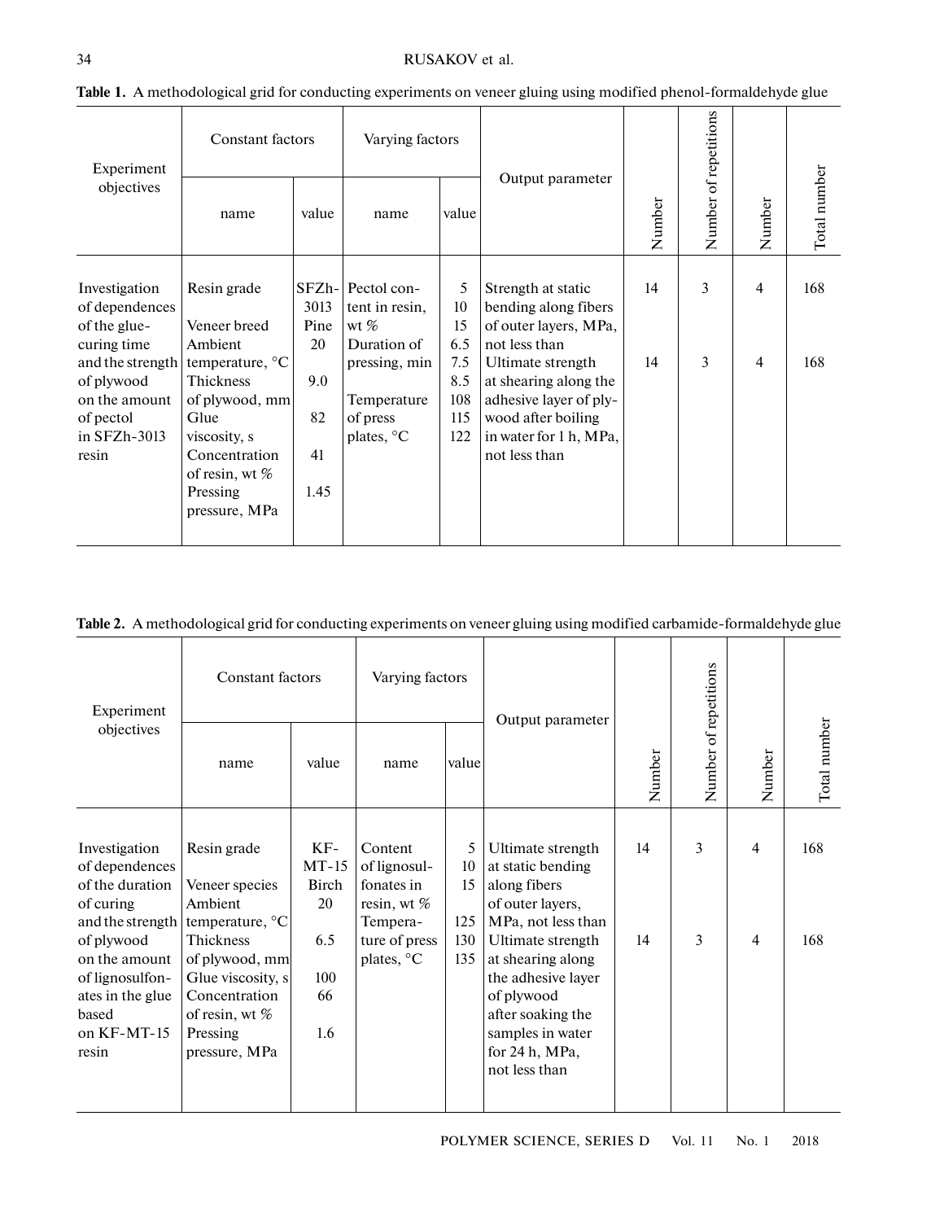**Table 1.** A methodological grid for conducting experiments on veneer gluing using modified phenol-formaldehyde glue

| Experiment objectives | Constant factors | | Varying factors | | Output parameter | Number | Number of repetitions | Number | Total number |
|---|---|---|---|---|---|---|---|---|---|
| | name | value | name | value | | | | | |
| Investigation of dependences of the glue-curing time and the strength of plywood on the amount of pectol in SFZh-3013 resin | Resin grade<br>Veneer breed<br>Ambient temperature, °C<br>Thickness of plywood, mm<br>Glue viscosity, s<br>Concentration of resin, wt %<br>Pressing pressure, MPa | SFZh-3013<br>Pine<br>20<br>9.0<br>82<br>41<br>1.45 | Pectol content in resin, wt %<br>Duration of pressing, min<br>Temperature of press plates, °C | 5<br>10<br>15<br>6.5<br>7.5<br>8.5<br>108<br>115<br>122 | Strength at static bending along fibers of outer layers, MPa, not less than<br>Ultimate strength at shearing along the adhesive layer of plywood after boiling in water for 1 h, MPa, not less than | 14<br>14 | 3<br>3 | 4<br>4 | 168<br>168 |

**Table 2.** A methodological grid for conducting experiments on veneer gluing using modified carbamide-formaldehyde glue

| Experiment objectives | Constant factors | | Varying factors | | Output parameter | Number | Number of repetitions | Number | Total number |
|---|---|---|---|---|---|---|---|---|---|
| | name | value | name | value | | | | | |
| Investigation of dependences of the duration of curing and the strength of plywood on the amount of lignosulfonates in the glue based on KF-MT-15 resin | Resin grade<br>Veneer species<br>Ambient temperature, °C<br>Thickness of plywood, mm<br>Glue viscosity, s<br>Concentration of resin, wt %<br>Pressing pressure, MPa | KF-MT-15<br>Birch<br>20<br>6.5<br>100<br>66<br>1.6 | Content of lignosulfonates in resin, wt %<br>Temperature of press plates, °C | 5<br>10<br>15<br>125<br>130<br>135 | Ultimate strength at static bending along fibers of outer layers, MPa, not less than<br>Ultimate strength at shearing along the adhesive layer of plywood after soaking the samples in water for 24 h, MPa, not less than | 14<br>14 | 3<br>3 | 4<br>4 | 168<br>168 |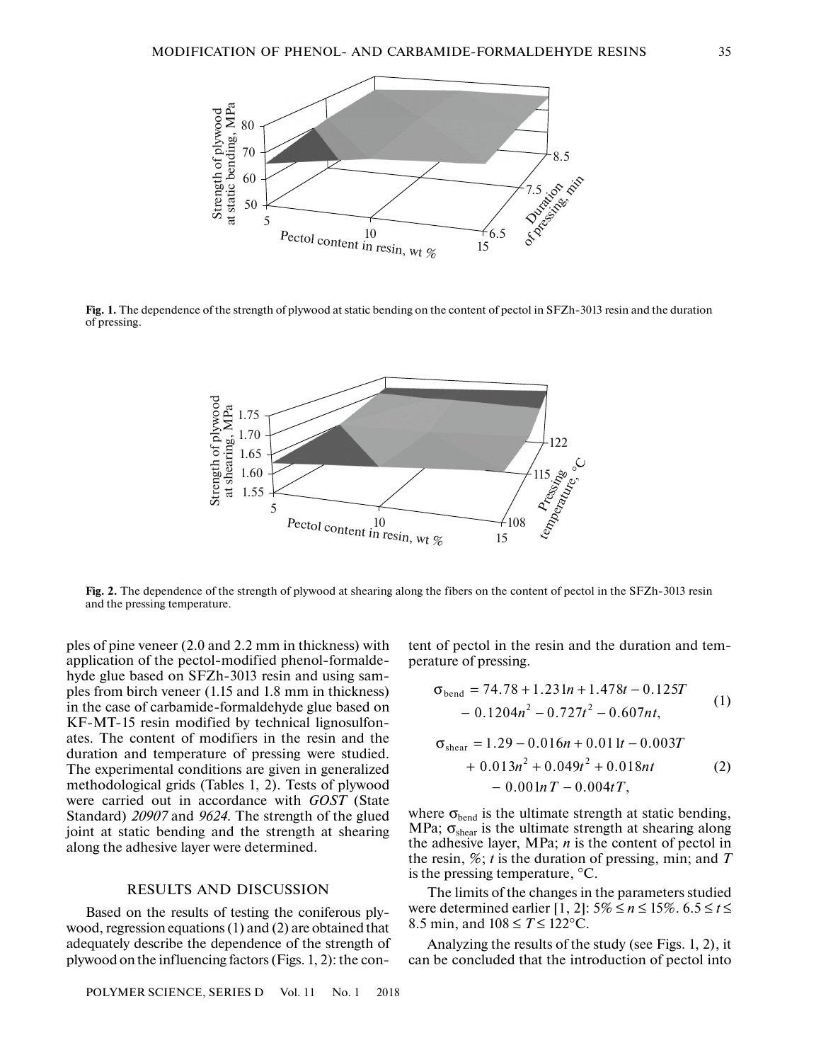Fig. 1. The dependence of the strength of plywood at static bending on the content of pectol in SFZh-3013 resin and the duration of pressing.

Fig. 2. The dependence of the strength of plywood at shearing along the fibers on the content of pectol in the SFZh-3013 resin and the pressing temperature.

ples of pine veneer (2.0 and 2.2 mm in thickness) with application of the pectol-modified phenol-formaldehyde glue based on SFZh-3013 resin and using samples from birch veneer (1.15 and 1.8 mm in thickness) in the case of carbamide-formaldehyde glue based on KF-MT-15 resin modified by technical lignosulfonates. The content of modifiers in the resin and the duration and temperature of pressing were studied. The experimental conditions are given in generalized methodological grids (Tables 1, 2). Tests of plywood were carried out in accordance with *GOST* (State Standard) *20907* and *9624*. The strength of the glued joint at static bending and the strength at shearing along the adhesive layer were determined.

## RESULTS AND DISCUSSION

Based on the results of testing the coniferous plywood, regression equations (1) and (2) are obtained that adequately describe the dependence of the strength of plywood on the influencing factors (Figs. 1, 2): the content of pectol in the resin and the duration and temperature of pressing.

$$\sigma_{\text{bend}} = 74.78 + 1.231n + 1.478t - 0.125T - 0.1204n^2 - 0.727t^2 - 0.607nt, \quad (1)$$

$$\sigma_{\text{shear}} = 1.29 - 0.016n + 0.011t - 0.003T + 0.013n^2 + 0.049t^2 + 0.018nt - 0.001nT - 0.004tT, \quad (2)$$

where $\sigma_{\text{bend}}$ is the ultimate strength at static bending, MPa; $\sigma_{\text{shear}}$ is the ultimate strength at shearing along the adhesive layer, MPa; $n$ is the content of pectol in the resin, %; $t$ is the duration of pressing, min; and $T$ is the pressing temperature, °C.

The limits of the changes in the parameters studied were determined earlier [1, 2]: $5\% \le n \le 15\%$. $6.5 \le t \le 8.5$ min, and $108 \le T \le 122$°C.

Analyzing the results of the study (see Figs. 1, 2), it can be concluded that the introduction of pectol into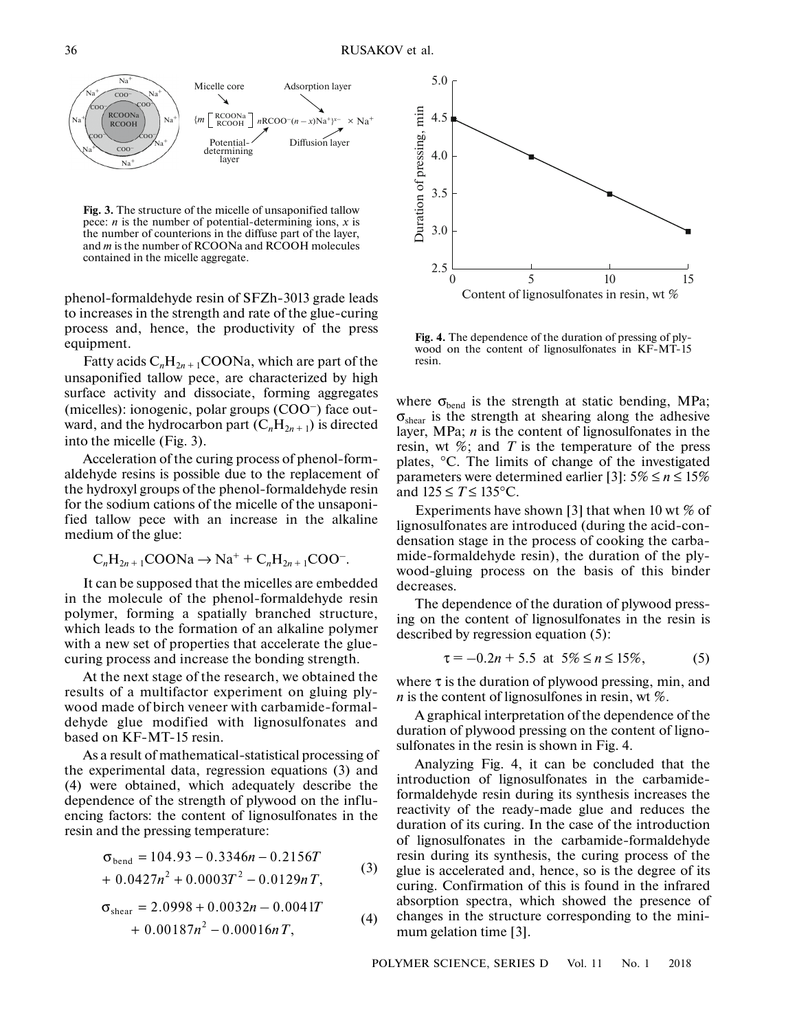**Fig. 3.** The structure of the micelle of unsaponified tallow pece: $n$ is the number of potential-determining ions, $x$ is the number of counterions in the diffuse part of the layer, and $m$ is the number of RCOONa and RCOOH molecules contained in the micelle aggregate.

phenol-formaldehyde resin of SFZh-3013 grade leads to increases in the strength and rate of the glue-curing process and, hence, the productivity of the press equipment.

Fatty acids $C_nH_{2n+1}COONa$, which are part of the unsaponified tallow pece, are characterized by high surface activity and dissociate, forming aggregates (micelles): ionogenic, polar groups ($COO^-$) face outward, and the hydrocarbon part ($C_nH_{2n+1}$) is directed into the micelle (Fig. 3).

Acceleration of the curing process of phenol-formaldehyde resins is possible due to the replacement of the hydroxyl groups of the phenol-formaldehyde resin for the sodium cations of the micelle of the unsaponified tallow pece with an increase in the alkaline medium of the glue:

$$C_nH_{2n+1}COONa \rightarrow Na^+ + C_nH_{2n+1}COO^-.$$

It can be supposed that the micelles are embedded in the molecule of the phenol-formaldehyde resin polymer, forming a spatially branched structure, which leads to the formation of an alkaline polymer with a new set of properties that accelerate the glue-curing process and increase the bonding strength.

At the next stage of the research, we obtained the results of a multifactor experiment on gluing plywood made of birch veneer with carbamide-formaldehyde glue modified with lignosulfonates and based on KF-MT-15 resin.

As a result of mathematical-statistical processing of the experimental data, regression equations (3) and (4) were obtained, which adequately describe the dependence of the strength of plywood on the influencing factors: the content of lignosulfonates in the resin and the pressing temperature:

$$\sigma_{bend} = 104.93 - 0.3346n - 0.2156T + 0.0427n^2 + 0.0003T^2 - 0.0129nT, \quad (3)$$

$$\sigma_{shear} = 2.0998 + 0.0032n - 0.0041T + 0.00187n^2 - 0.00016nT, \quad (4)$$

**Fig. 4.** The dependence of the duration of pressing of plywood on the content of lignosulfonates in KF-MT-15 resin.

where $\sigma_{bend}$ is the strength at static bending, MPa; $\sigma_{shear}$ is the strength at shearing along the adhesive layer, MPa; $n$ is the content of lignosulfonates in the resin, wt %; and $T$ is the temperature of the press plates, °C. The limits of change of the investigated parameters were determined earlier [3]: $5\% \leq n \leq 15\%$ and $125 \leq T \leq 135$°C.

Experiments have shown [3] that when 10 wt % of lignosulfonates are introduced (during the acid-condensation stage in the process of cooking the carbamide-formaldehyde resin), the duration of the plywood-gluing process on the basis of this binder decreases.

The dependence of the duration of plywood pressing on the content of lignosulfonates in the resin is described by regression equation (5):

$$\tau = -0.2n + 5.5 \text{ at } 5\% \leq n \leq 15\%, \quad (5)$$

where $\tau$ is the duration of plywood pressing, min, and $n$ is the content of lignosulfones in resin, wt %.

A graphical interpretation of the dependence of the duration of plywood pressing on the content of lignosulfonates in the resin is shown in Fig. 4.

Analyzing Fig. 4, it can be concluded that the introduction of lignosulfonates in the carbamide-formaldehyde resin during its synthesis increases the reactivity of the ready-made glue and reduces the duration of its curing. In the case of the introduction of lignosulfonates in the carbamide-formaldehyde resin during its synthesis, the curing process of the glue is accelerated and, hence, so is the degree of its curing. Confirmation of this is found in the infrared absorption spectra, which showed the presence of changes in the structure corresponding to the minimum gelation time [3].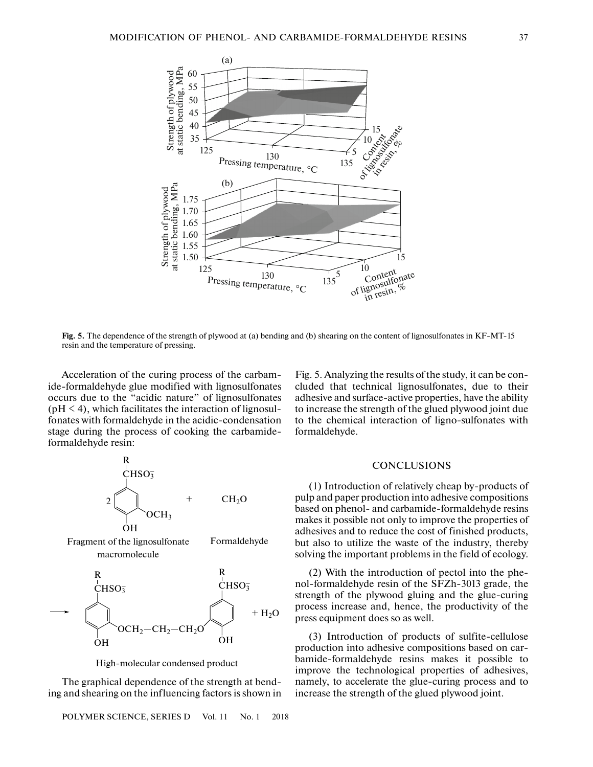**Fig. 5.** The dependence of the strength of plywood at (a) bending and (b) shearing on the content of lignosulfonates in KF-MT-15 resin and the temperature of pressing.

Acceleration of the curing process of the carbamide-formaldehyde glue modified with lignosulfonates occurs due to the "acidic nature" of lignosulfonates (pH < 4), which facilitates the interaction of lignosulfonates with formaldehyde in the acidic-condensation stage during the process of cooking the carbamide-formaldehyde resin:

$$2\,\text{[Fragment of the lignosulfonate macromolecule: R–CHSO}_3^-\text{ aryl, OCH}_3\text{, OH]} + CH_2O \rightarrow \text{[High-molecular condensed product: aryl–OCH}_2\text{–CH}_2\text{–CH}_2\text{O–aryl]} + H_2O$$

Fragment of the lignosulfonate macromolecule — Formaldehyde

High-molecular condensed product

The graphical dependence of the strength at bending and shearing on the influencing factors is shown in Fig. 5. Analyzing the results of the study, it can be concluded that technical lignosulfonates, due to their adhesive and surface-active properties, have the ability to increase the strength of the glued plywood joint due to the chemical interaction of ligno-sulfonates with formaldehyde.

## CONCLUSIONS

(1) Introduction of relatively cheap by-products of pulp and paper production into adhesive compositions based on phenol- and carbamide-formaldehyde resins makes it possible not only to improve the properties of adhesives and to reduce the cost of finished products, but also to utilize the waste of the industry, thereby solving the important problems in the field of ecology.

(2) With the introduction of pectol into the phenol-formaldehyde resin of the SFZh-3013 grade, the strength of the plywood gluing and the glue-curing process increase and, hence, the productivity of the press equipment does so as well.

(3) Introduction of products of sulfite-cellulose production into adhesive compositions based on carbamide-formaldehyde resins makes it possible to improve the technological properties of adhesives, namely, to accelerate the glue-curing process and to increase the strength of the glued plywood joint.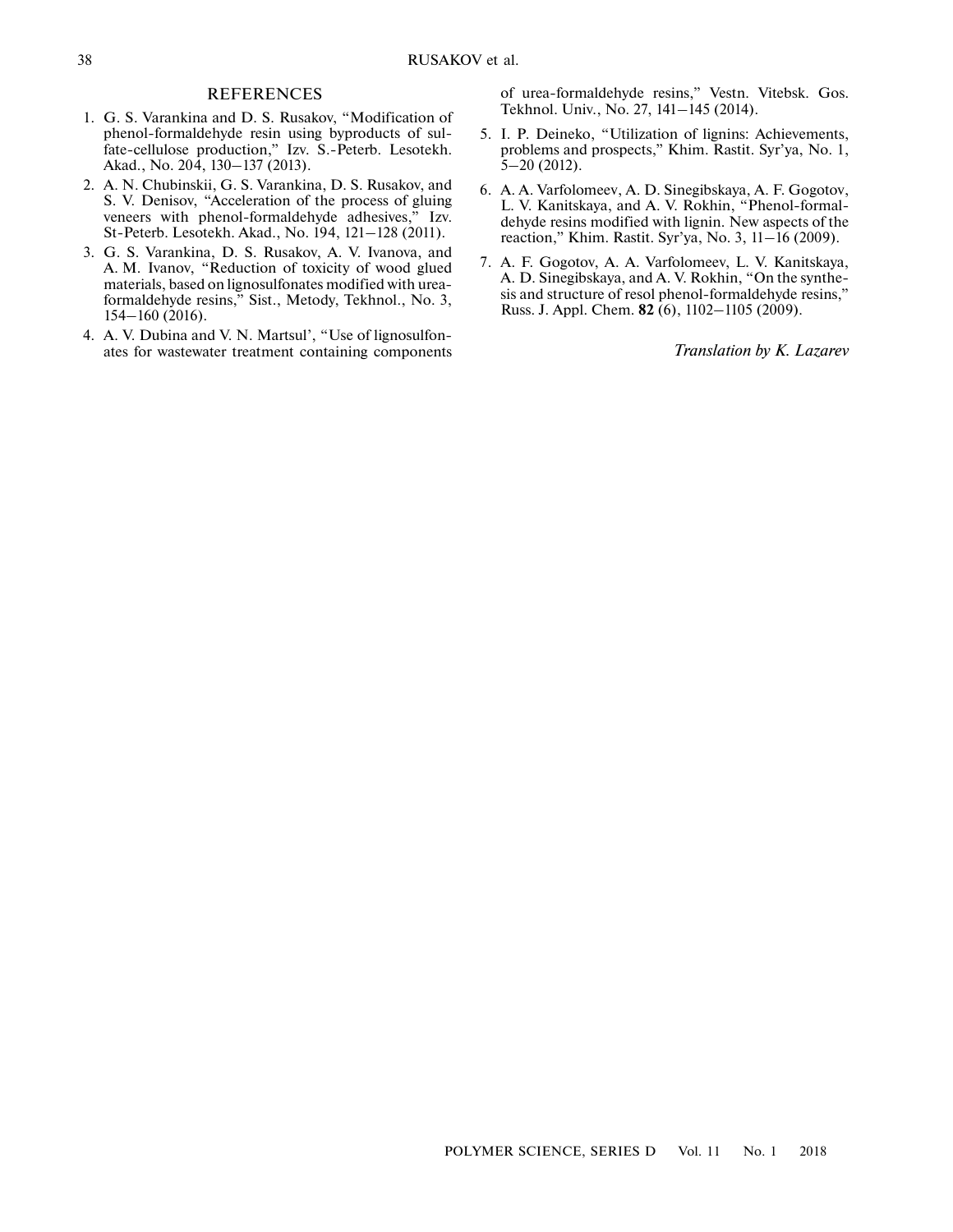## REFERENCES

1. G. S. Varankina and D. S. Rusakov, "Modification of phenol-formaldehyde resin using byproducts of sulfate-cellulose production," Izv. S.-Peterb. Lesotekh. Akad., No. 204, 130–137 (2013).
2. A. N. Chubinskii, G. S. Varankina, D. S. Rusakov, and S. V. Denisov, "Acceleration of the process of gluing veneers with phenol-formaldehyde adhesives," Izv. St-Peterb. Lesotekh. Akad., No. 194, 121–128 (2011).
3. G. S. Varankina, D. S. Rusakov, A. V. Ivanova, and A. M. Ivanov, "Reduction of toxicity of wood glued materials, based on lignosulfonates modified with urea-formaldehyde resins," Sist., Metody, Tekhnol., No. 3, 154–160 (2016).
4. A. V. Dubina and V. N. Martsul', "Use of lignosulfonates for wastewater treatment containing components of urea-formaldehyde resins," Vestn. Vitebsk. Gos. Tekhnol. Univ., No. 27, 141–145 (2014).
5. I. P. Deineko, "Utilization of lignins: Achievements, problems and prospects," Khim. Rastit. Syr'ya, No. 1, 5–20 (2012).
6. A. A. Varfolomeev, A. D. Sinegibskaya, A. F. Gogotov, L. V. Kanitskaya, and A. V. Rokhin, "Phenol-formaldehyde resins modified with lignin. New aspects of the reaction," Khim. Rastit. Syr'ya, No. 3, 11–16 (2009).
7. A. F. Gogotov, A. A. Varfolomeev, L. V. Kanitskaya, A. D. Sinegibskaya, and A. V. Rokhin, "On the synthesis and structure of resol phenol-formaldehyde resins," Russ. J. Appl. Chem. **82** (6), 1102–1105 (2009).

*Translation by K. Lazarev*